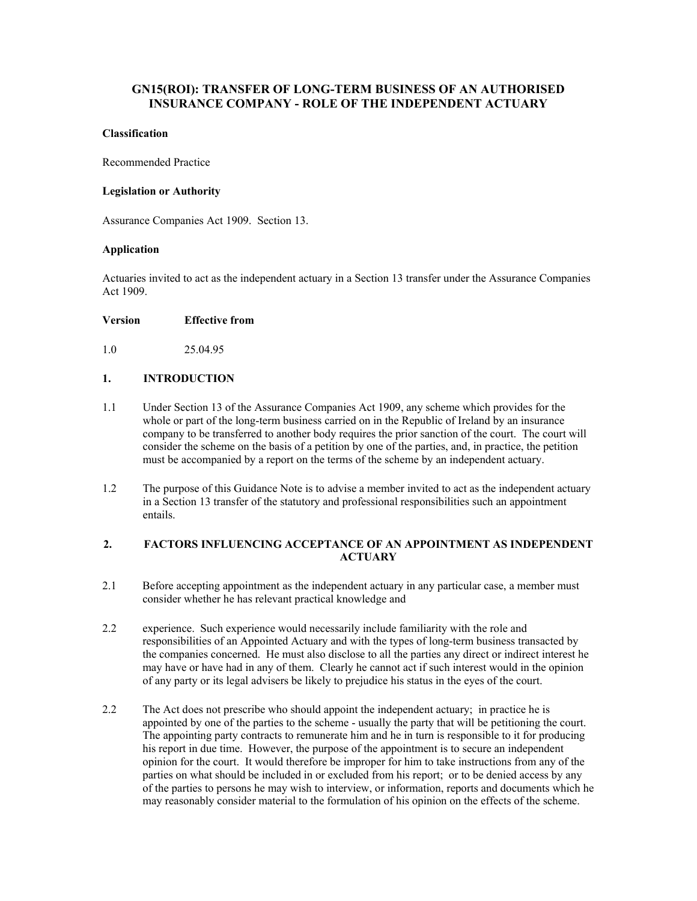# GN15(ROI): TRANSFER OF LONG-TERM BUSINESS OF AN AUTHORISED INSURANCE COMPANY - ROLE OF THE INDEPENDENT ACTUARY

**Classification**

Recommended Practice

**Legislation or Authority**

Assurance Companies Act 1909. Section 13.

**Application**

Actuaries invited to act as the independent actuary in a Section 13 transfer under the Assurance Companies Act 1909.

| **Version** | **Effective from** |
|---|---|
| 1.0 | 25.04.95 |

## 1. INTRODUCTION

1.1 Under Section 13 of the Assurance Companies Act 1909, any scheme which provides for the whole or part of the long-term business carried on in the Republic of Ireland by an insurance company to be transferred to another body requires the prior sanction of the court. The court will consider the scheme on the basis of a petition by one of the parties, and, in practice, the petition must be accompanied by a report on the terms of the scheme by an independent actuary.

1.2 The purpose of this Guidance Note is to advise a member invited to act as the independent actuary in a Section 13 transfer of the statutory and professional responsibilities such an appointment entails.

## 2. FACTORS INFLUENCING ACCEPTANCE OF AN APPOINTMENT AS INDEPENDENT ACTUARY

2.1 Before accepting appointment as the independent actuary in any particular case, a member must consider whether he has relevant practical knowledge and

2.2 experience. Such experience would necessarily include familiarity with the role and responsibilities of an Appointed Actuary and with the types of long-term business transacted by the companies concerned. He must also disclose to all the parties any direct or indirect interest he may have or have had in any of them. Clearly he cannot act if such interest would in the opinion of any party or its legal advisers be likely to prejudice his status in the eyes of the court.

2.2 The Act does not prescribe who should appoint the independent actuary; in practice he is appointed by one of the parties to the scheme - usually the party that will be petitioning the court. The appointing party contracts to remunerate him and he in turn is responsible to it for producing his report in due time. However, the purpose of the appointment is to secure an independent opinion for the court. It would therefore be improper for him to take instructions from any of the parties on what should be included in or excluded from his report; or to be denied access by any of the parties to persons he may wish to interview, or information, reports and documents which he may reasonably consider material to the formulation of his opinion on the effects of the scheme.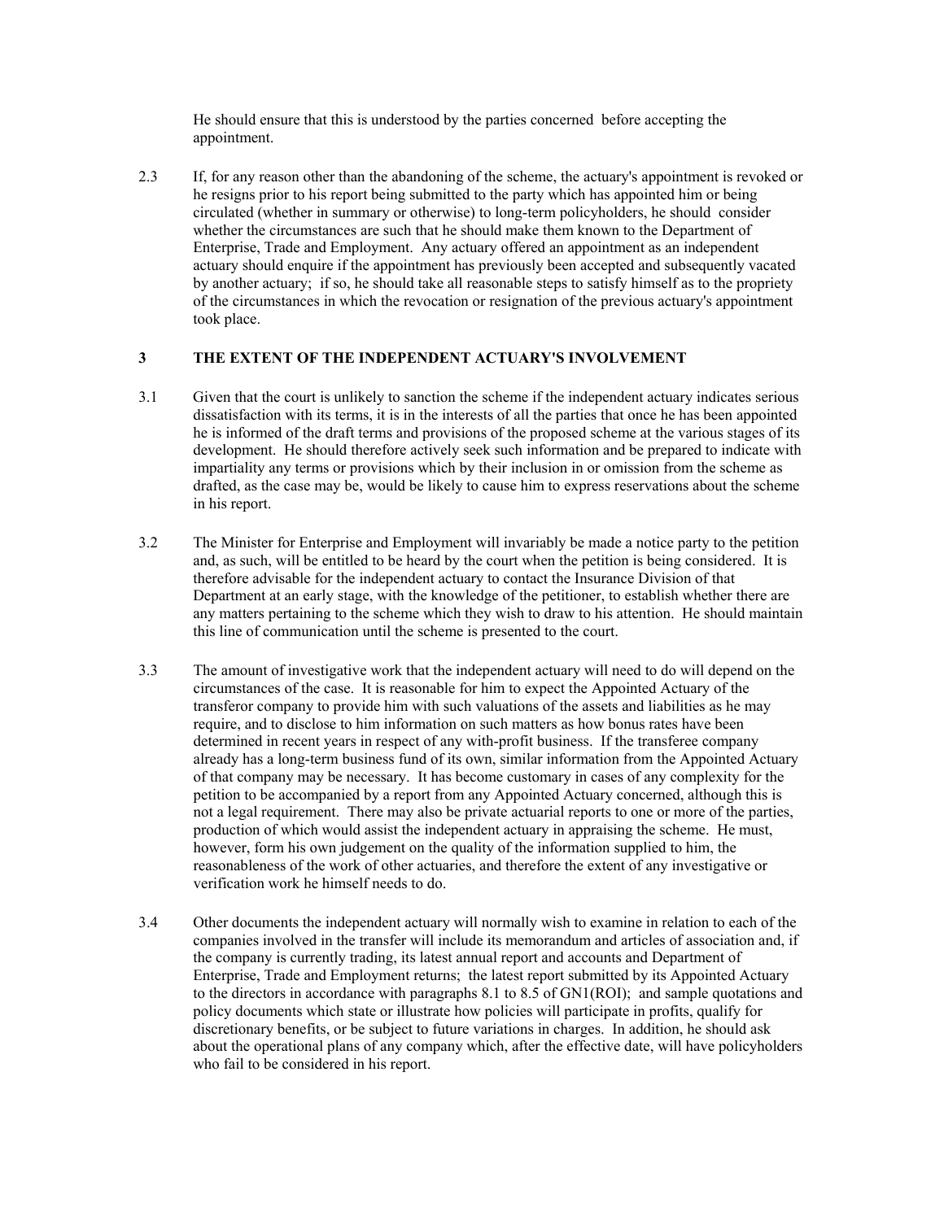He should ensure that this is understood by the parties concerned before accepting the appointment.

2.3 If, for any reason other than the abandoning of the scheme, the actuary's appointment is revoked or he resigns prior to his report being submitted to the party which has appointed him or being circulated (whether in summary or otherwise) to long-term policyholders, he should consider whether the circumstances are such that he should make them known to the Department of Enterprise, Trade and Employment. Any actuary offered an appointment as an independent actuary should enquire if the appointment has previously been accepted and subsequently vacated by another actuary; if so, he should take all reasonable steps to satisfy himself as to the propriety of the circumstances in which the revocation or resignation of the previous actuary's appointment took place.

## 3 THE EXTENT OF THE INDEPENDENT ACTUARY'S INVOLVEMENT

3.1 Given that the court is unlikely to sanction the scheme if the independent actuary indicates serious dissatisfaction with its terms, it is in the interests of all the parties that once he has been appointed he is informed of the draft terms and provisions of the proposed scheme at the various stages of its development. He should therefore actively seek such information and be prepared to indicate with impartiality any terms or provisions which by their inclusion in or omission from the scheme as drafted, as the case may be, would be likely to cause him to express reservations about the scheme in his report.

3.2 The Minister for Enterprise and Employment will invariably be made a notice party to the petition and, as such, will be entitled to be heard by the court when the petition is being considered. It is therefore advisable for the independent actuary to contact the Insurance Division of that Department at an early stage, with the knowledge of the petitioner, to establish whether there are any matters pertaining to the scheme which they wish to draw to his attention. He should maintain this line of communication until the scheme is presented to the court.

3.3 The amount of investigative work that the independent actuary will need to do will depend on the circumstances of the case. It is reasonable for him to expect the Appointed Actuary of the transferor company to provide him with such valuations of the assets and liabilities as he may require, and to disclose to him information on such matters as how bonus rates have been determined in recent years in respect of any with-profit business. If the transferee company already has a long-term business fund of its own, similar information from the Appointed Actuary of that company may be necessary. It has become customary in cases of any complexity for the petition to be accompanied by a report from any Appointed Actuary concerned, although this is not a legal requirement. There may also be private actuarial reports to one or more of the parties, production of which would assist the independent actuary in appraising the scheme. He must, however, form his own judgement on the quality of the information supplied to him, the reasonableness of the work of other actuaries, and therefore the extent of any investigative or verification work he himself needs to do.

3.4 Other documents the independent actuary will normally wish to examine in relation to each of the companies involved in the transfer will include its memorandum and articles of association and, if the company is currently trading, its latest annual report and accounts and Department of Enterprise, Trade and Employment returns; the latest report submitted by its Appointed Actuary to the directors in accordance with paragraphs 8.1 to 8.5 of GN1(ROI); and sample quotations and policy documents which state or illustrate how policies will participate in profits, qualify for discretionary benefits, or be subject to future variations in charges. In addition, he should ask about the operational plans of any company which, after the effective date, will have policyholders who fall to be considered in his report.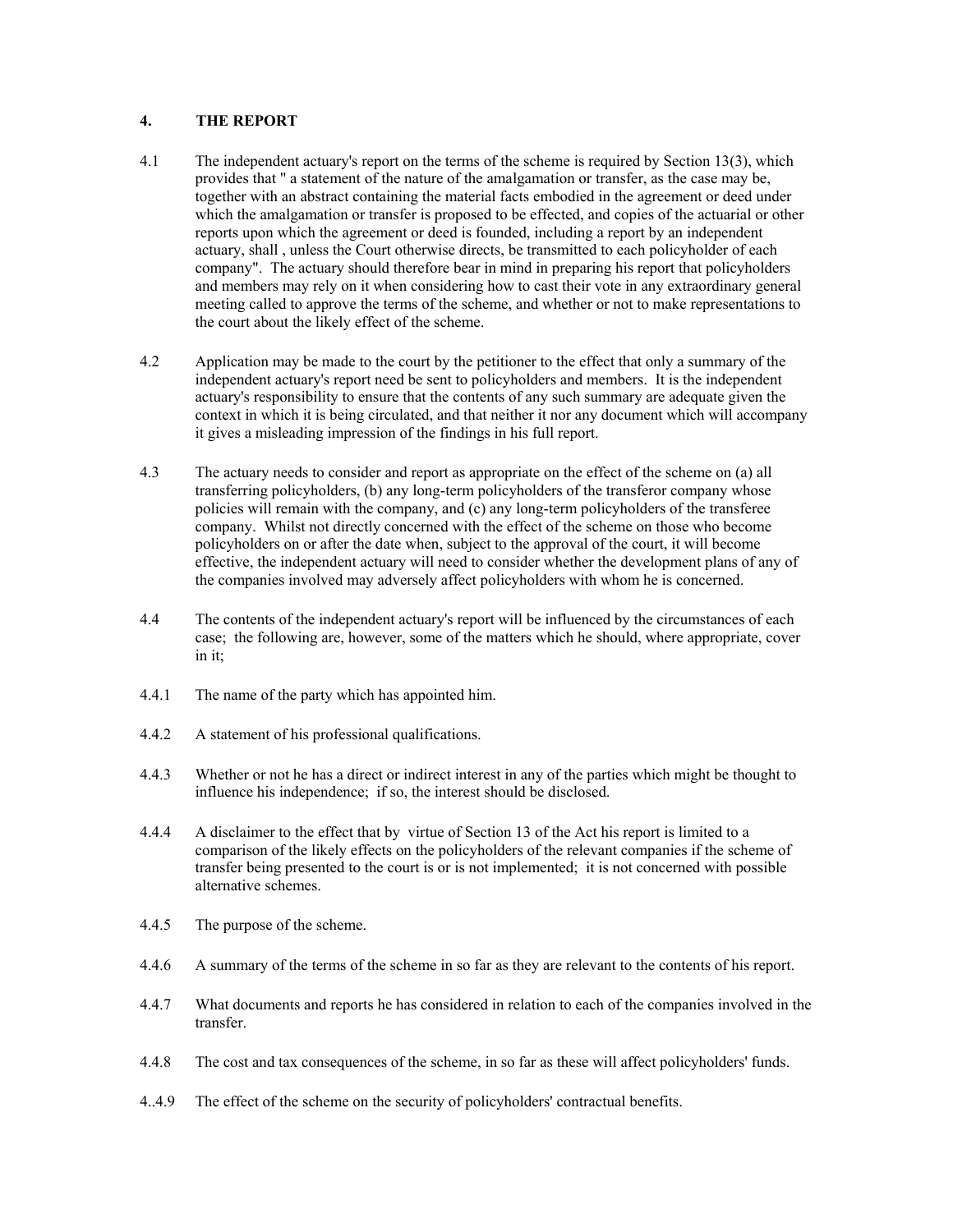## 4. THE REPORT

4.1 The independent actuary's report on the terms of the scheme is required by Section 13(3), which provides that " a statement of the nature of the amalgamation or transfer, as the case may be, together with an abstract containing the material facts embodied in the agreement or deed under which the amalgamation or transfer is proposed to be effected, and copies of the actuarial or other reports upon which the agreement or deed is founded, including a report by an independent actuary, shall , unless the Court otherwise directs, be transmitted to each policyholder of each company". The actuary should therefore bear in mind in preparing his report that policyholders and members may rely on it when considering how to cast their vote in any extraordinary general meeting called to approve the terms of the scheme, and whether or not to make representations to the court about the likely effect of the scheme.

4.2 Application may be made to the court by the petitioner to the effect that only a summary of the independent actuary's report need be sent to policyholders and members. It is the independent actuary's responsibility to ensure that the contents of any such summary are adequate given the context in which it is being circulated, and that neither it nor any document which will accompany it gives a misleading impression of the findings in his full report.

4.3 The actuary needs to consider and report as appropriate on the effect of the scheme on (a) all transferring policyholders, (b) any long-term policyholders of the transferor company whose policies will remain with the company, and (c) any long-term policyholders of the transferee company. Whilst not directly concerned with the effect of the scheme on those who become policyholders on or after the date when, subject to the approval of the court, it will become effective, the independent actuary will need to consider whether the development plans of any of the companies involved may adversely affect policyholders with whom he is concerned.

4.4 The contents of the independent actuary's report will be influenced by the circumstances of each case; the following are, however, some of the matters which he should, where appropriate, cover in it;

4.4.1 The name of the party which has appointed him.

4.4.2 A statement of his professional qualifications.

4.4.3 Whether or not he has a direct or indirect interest in any of the parties which might be thought to influence his independence; if so, the interest should be disclosed.

4.4.4 A disclaimer to the effect that by virtue of Section 13 of the Act his report is limited to a comparison of the likely effects on the policyholders of the relevant companies if the scheme of transfer being presented to the court is or is not implemented; it is not concerned with possible alternative schemes.

4.4.5 The purpose of the scheme.

4.4.6 A summary of the terms of the scheme in so far as they are relevant to the contents of his report.

4.4.7 What documents and reports he has considered in relation to each of the companies involved in the transfer.

4.4.8 The cost and tax consequences of the scheme, in so far as these will affect policyholders' funds.

4..4.9 The effect of the scheme on the security of policyholders' contractual benefits.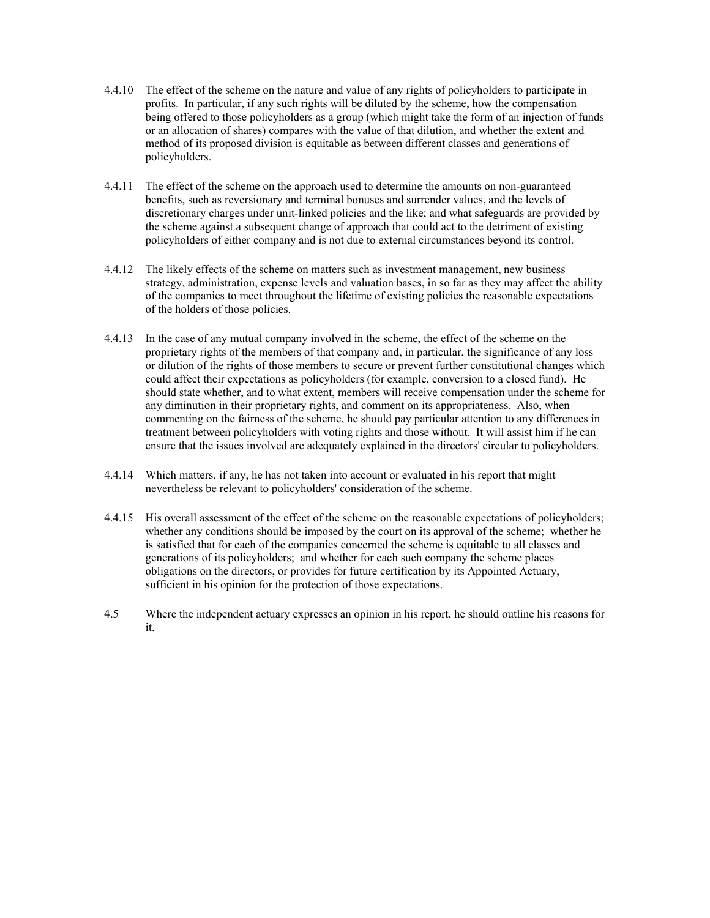4.4.10 The effect of the scheme on the nature and value of any rights of policyholders to participate in profits. In particular, if any such rights will be diluted by the scheme, how the compensation being offered to those policyholders as a group (which might take the form of an injection of funds or an allocation of shares) compares with the value of that dilution, and whether the extent and method of its proposed division is equitable as between different classes and generations of policyholders.

4.4.11 The effect of the scheme on the approach used to determine the amounts on non-guaranteed benefits, such as reversionary and terminal bonuses and surrender values, and the levels of discretionary charges under unit-linked policies and the like; and what safeguards are provided by the scheme against a subsequent change of approach that could act to the detriment of existing policyholders of either company and is not due to external circumstances beyond its control.

4.4.12 The likely effects of the scheme on matters such as investment management, new business strategy, administration, expense levels and valuation bases, in so far as they may affect the ability of the companies to meet throughout the lifetime of existing policies the reasonable expectations of the holders of those policies.

4.4.13 In the case of any mutual company involved in the scheme, the effect of the scheme on the proprietary rights of the members of that company and, in particular, the significance of any loss or dilution of the rights of those members to secure or prevent further constitutional changes which could affect their expectations as policyholders (for example, conversion to a closed fund). He should state whether, and to what extent, members will receive compensation under the scheme for any diminution in their proprietary rights, and comment on its appropriateness. Also, when commenting on the fairness of the scheme, he should pay particular attention to any differences in treatment between policyholders with voting rights and those without. It will assist him if he can ensure that the issues involved are adequately explained in the directors' circular to policyholders.

4.4.14 Which matters, if any, he has not taken into account or evaluated in his report that might nevertheless be relevant to policyholders' consideration of the scheme.

4.4.15 His overall assessment of the effect of the scheme on the reasonable expectations of policyholders; whether any conditions should be imposed by the court on its approval of the scheme; whether he is satisfied that for each of the companies concerned the scheme is equitable to all classes and generations of its policyholders; and whether for each such company the scheme places obligations on the directors, or provides for future certification by its Appointed Actuary, sufficient in his opinion for the protection of those expectations.

4.5 Where the independent actuary expresses an opinion in his report, he should outline his reasons for it.